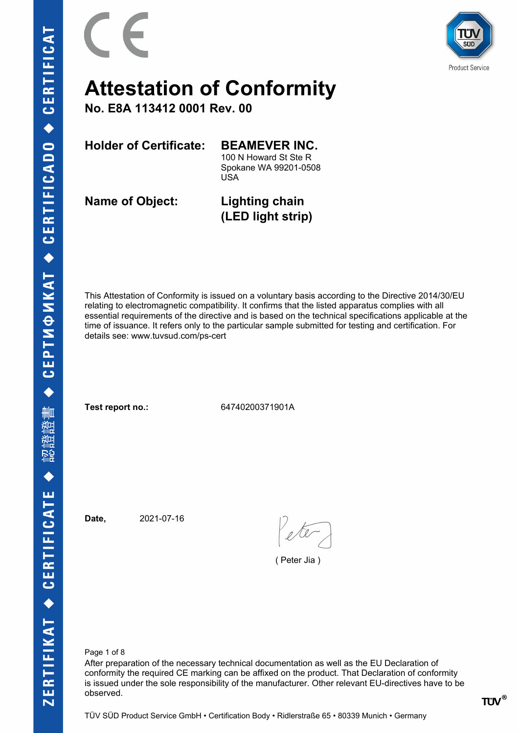# Attestation of Conformity

## No. E8A 113412 0001 Rev. 00

**Holder of Certificate:** **BEAMEVER INC.**
100 N Howard St Ste R
Spokane WA 99201-0508
USA

**Name of Object:** **Lighting chain (LED light strip)**

This Attestation of Conformity is issued on a voluntary basis according to the Directive 2014/30/EU relating to electromagnetic compatibility. It confirms that the listed apparatus complies with all essential requirements of the directive and is based on the technical specifications applicable at the time of issuance. It refers only to the particular sample submitted for testing and certification. For details see: www.tuvsud.com/ps-cert

**Test report no.:** 64740200371901A

**Date,** 2021-07-16

( Peter Jia )

After preparation of the necessary technical documentation as well as the EU Declaration of conformity the required CE marking can be affixed on the product. That Declaration of conformity is issued under the sole responsibility of the manufacturer. Other relevant EU-directives have to be observed.

TÜV SÜD Product Service GmbH • Certification Body • Ridlerstraße 65 • 80339 Munich • Germany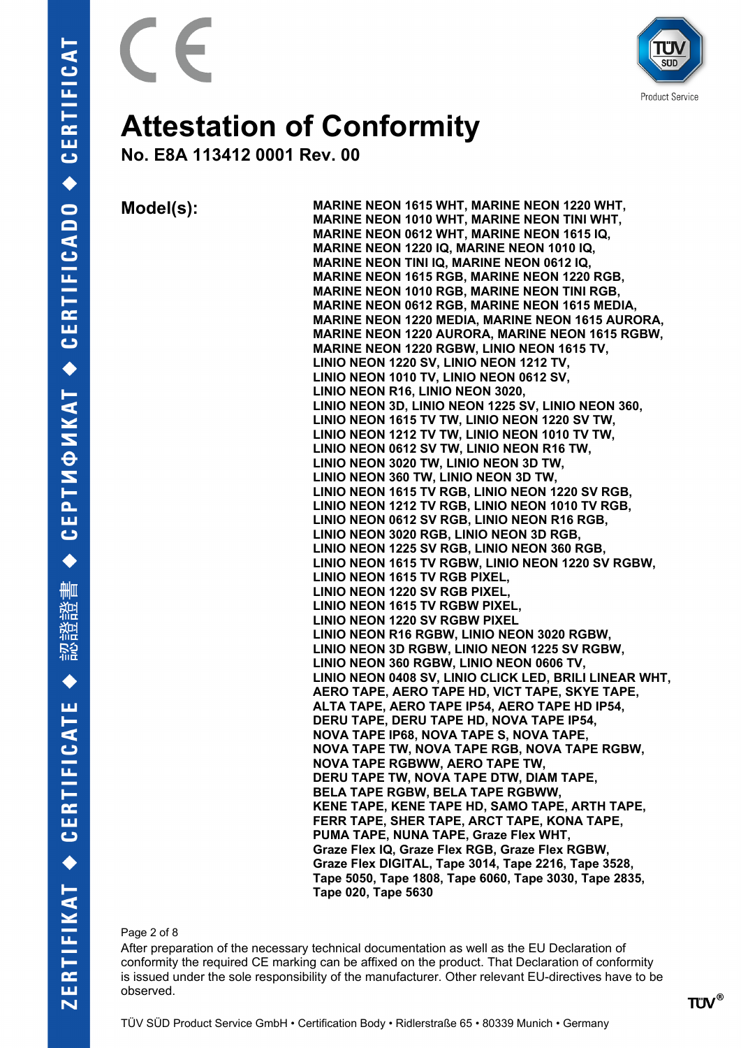# Attestation of Conformity

## No. E8A 113412 0001 Rev. 00

**Model(s):**

**MARINE NEON 1615 WHT, MARINE NEON 1220 WHT, MARINE NEON 1010 WHT, MARINE NEON TINI WHT, MARINE NEON 0612 WHT, MARINE NEON 1615 IQ, MARINE NEON 1220 IQ, MARINE NEON 1010 IQ, MARINE NEON TINI IQ, MARINE NEON 0612 IQ, MARINE NEON 1615 RGB, MARINE NEON 1220 RGB, MARINE NEON 1010 RGB, MARINE NEON TINI RGB, MARINE NEON 0612 RGB, MARINE NEON 1615 MEDIA, MARINE NEON 1220 MEDIA, MARINE NEON 1615 AURORA, MARINE NEON 1220 AURORA, MARINE NEON 1615 RGBW, MARINE NEON 1220 RGBW, LINIO NEON 1615 TV, LINIO NEON 1220 SV, LINIO NEON 1212 TV, LINIO NEON 1010 TV, LINIO NEON 0612 SV, LINIO NEON R16, LINIO NEON 3020, LINIO NEON 3D, LINIO NEON 1225 SV, LINIO NEON 360, LINIO NEON 1615 TV TW, LINIO NEON 1220 SV TW, LINIO NEON 1212 TV TW, LINIO NEON 1010 TV TW, LINIO NEON 0612 SV TW, LINIO NEON R16 TW, LINIO NEON 3020 TW, LINIO NEON 3D TW, LINIO NEON 360 TW, LINIO NEON 3D TW, LINIO NEON 1615 TV RGB, LINIO NEON 1220 SV RGB, LINIO NEON 1212 TV RGB, LINIO NEON 1010 TV RGB, LINIO NEON 0612 SV RGB, LINIO NEON R16 RGB, LINIO NEON 3020 RGB, LINIO NEON 3D RGB, LINIO NEON 1225 SV RGB, LINIO NEON 360 RGB, LINIO NEON 1615 TV RGBW, LINIO NEON 1220 SV RGBW, LINIO NEON 1615 TV RGB PIXEL, LINIO NEON 1220 SV RGB PIXEL, LINIO NEON 1615 TV RGBW PIXEL, LINIO NEON 1220 SV RGBW PIXEL LINIO NEON R16 RGBW, LINIO NEON 3020 RGBW, LINIO NEON 3D RGBW, LINIO NEON 1225 SV RGBW, LINIO NEON 360 RGBW, LINIO NEON 0606 TV, LINIO NEON 0408 SV, LINIO CLICK LED, BRILI LINEAR WHT, AERO TAPE, AERO TAPE HD, VICT TAPE, SKYE TAPE, ALTA TAPE, AERO TAPE IP54, AERO TAPE HD IP54, DERU TAPE, DERU TAPE HD, NOVA TAPE IP54, NOVA TAPE IP68, NOVA TAPE S, NOVA TAPE, NOVA TAPE TW, NOVA TAPE RGB, NOVA TAPE RGBW, NOVA TAPE RGBWW, AERO TAPE TW, DERU TAPE TW, NOVA TAPE DTW, DIAM TAPE, BELA TAPE RGBW, BELA TAPE RGBWW, KENE TAPE, KENE TAPE HD, SAMO TAPE, ARTH TAPE, FERR TAPE, SHER TAPE, ARCT TAPE, KONA TAPE, PUMA TAPE, NUNA TAPE, Graze Flex WHT, Graze Flex IQ, Graze Flex RGB, Graze Flex RGBW, Graze Flex DIGITAL, Tape 3014, Tape 2216, Tape 3528, Tape 5050, Tape 1808, Tape 6060, Tape 3030, Tape 2835, Tape 020, Tape 5630**

After preparation of the necessary technical documentation as well as the EU Declaration of conformity the required CE marking can be affixed on the product. That Declaration of conformity is issued under the sole responsibility of the manufacturer. Other relevant EU-directives have to be observed.

TÜV SÜD Product Service GmbH • Certification Body • Ridlerstraße 65 • 80339 Munich • Germany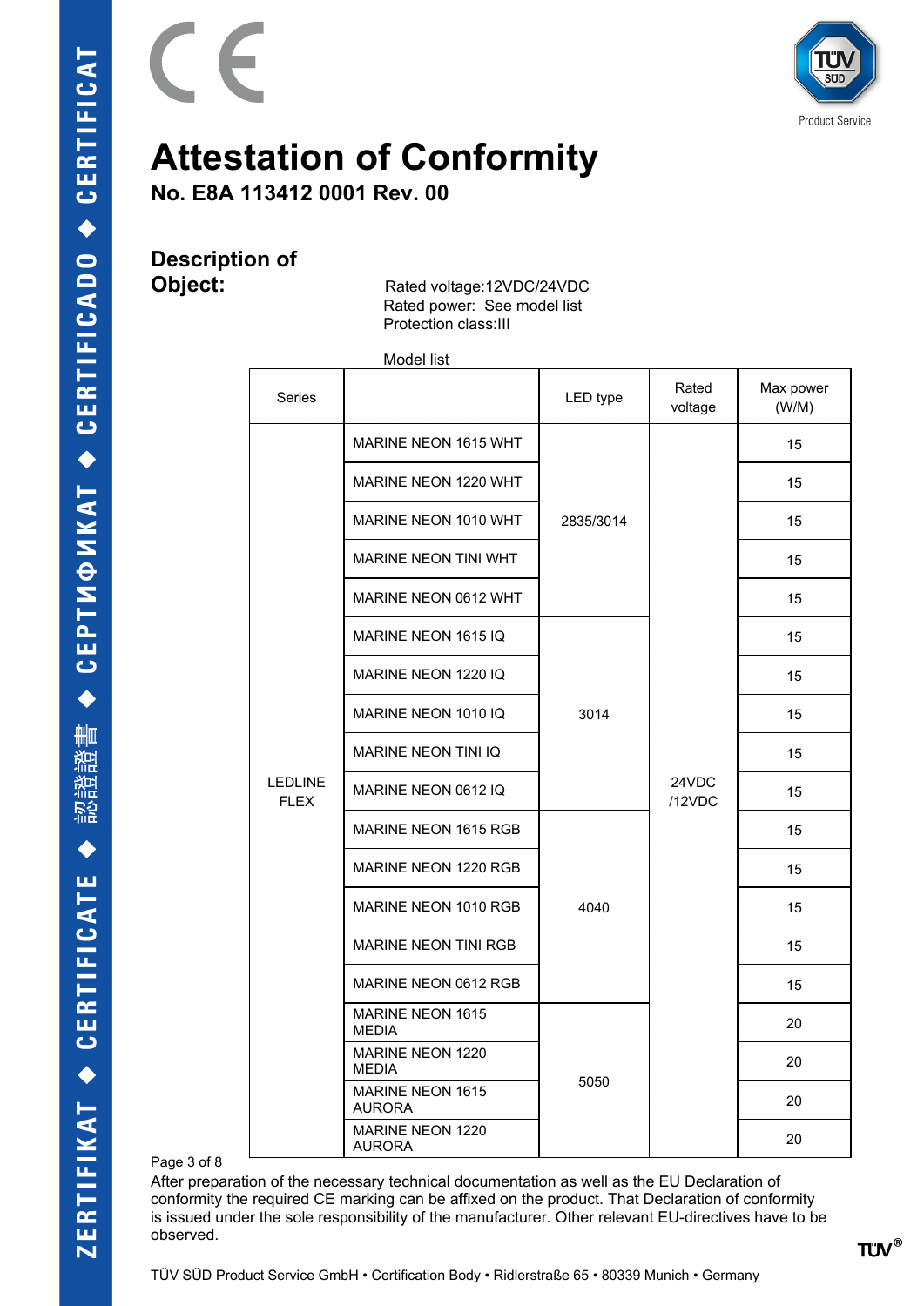# Attestation of Conformity

**No. E8A 113412 0001 Rev. 00**

## Description of Object:

Rated voltage:12VDC/24VDC
Rated power: See model list
Protection class:III

Model list

| Series | | LED type | Rated voltage | Max power (W/M) |
|---|---|---|---|---|
| LEDLINE FLEX | MARINE NEON 1615 WHT | 2835/3014 | 24VDC /12VDC | 15 |
| | MARINE NEON 1220 WHT | | | 15 |
| | MARINE NEON 1010 WHT | | | 15 |
| | MARINE NEON TINI WHT | | | 15 |
| | MARINE NEON 0612 WHT | | | 15 |
| | MARINE NEON 1615 IQ | 3014 | | 15 |
| | MARINE NEON 1220 IQ | | | 15 |
| | MARINE NEON 1010 IQ | | | 15 |
| | MARINE NEON TINI IQ | | | 15 |
| | MARINE NEON 0612 IQ | | | 15 |
| | MARINE NEON 1615 RGB | 4040 | | 15 |
| | MARINE NEON 1220 RGB | | | 15 |
| | MARINE NEON 1010 RGB | | | 15 |
| | MARINE NEON TINI RGB | | | 15 |
| | MARINE NEON 0612 RGB | | | 15 |
| | MARINE NEON 1615 MEDIA | 5050 | | 20 |
| | MARINE NEON 1220 MEDIA | | | 20 |
| | MARINE NEON 1615 AURORA | | | 20 |
| | MARINE NEON 1220 AURORA | | | 20 |

After preparation of the necessary technical documentation as well as the EU Declaration of conformity the required CE marking can be affixed on the product. That Declaration of conformity is issued under the sole responsibility of the manufacturer. Other relevant EU-directives have to be observed.

TÜV SÜD Product Service GmbH • Certification Body • Ridlerstraße 65 • 80339 Munich • Germany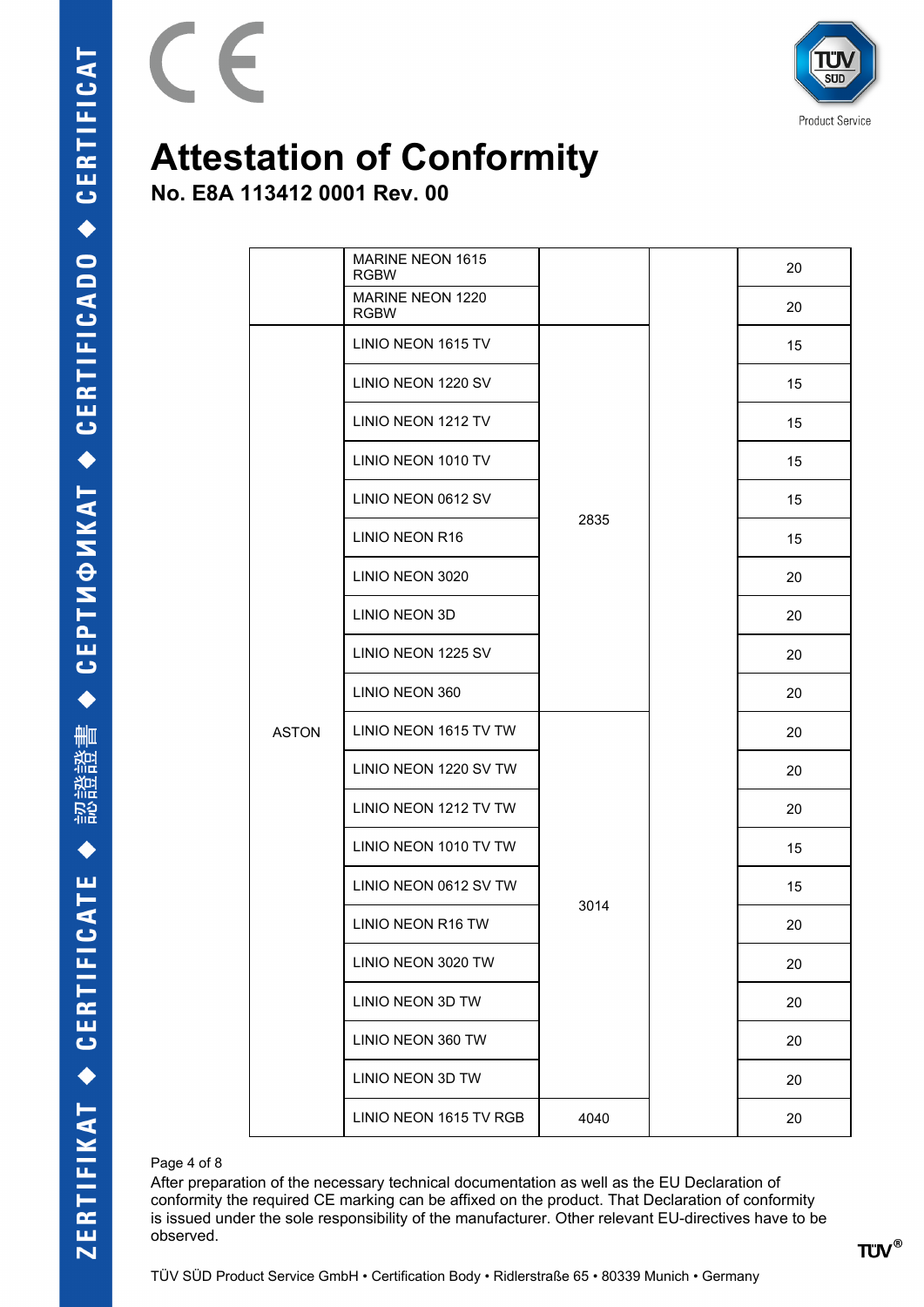# Attestation of Conformity

**No. E8A 113412 0001 Rev. 00**

| | | | | |
|---|---|---|---|---|
| | MARINE NEON 1615 RGBW | | | 20 |
| | MARINE NEON 1220 RGBW | | | 20 |
| ASTON | LINIO NEON 1615 TV | 2835 | | 15 |
| | LINIO NEON 1220 SV | | | 15 |
| | LINIO NEON 1212 TV | | | 15 |
| | LINIO NEON 1010 TV | | | 15 |
| | LINIO NEON 0612 SV | | | 15 |
| | LINIO NEON R16 | | | 15 |
| | LINIO NEON 3020 | | | 20 |
| | LINIO NEON 3D | | | 20 |
| | LINIO NEON 1225 SV | | | 20 |
| | LINIO NEON 360 | | | 20 |
| | LINIO NEON 1615 TV TW | 3014 | | 20 |
| | LINIO NEON 1220 SV TW | | | 20 |
| | LINIO NEON 1212 TV TW | | | 20 |
| | LINIO NEON 1010 TV TW | | | 15 |
| | LINIO NEON 0612 SV TW | | | 15 |
| | LINIO NEON R16 TW | | | 20 |
| | LINIO NEON 3020 TW | | | 20 |
| | LINIO NEON 3D TW | | | 20 |
| | LINIO NEON 360 TW | | | 20 |
| | LINIO NEON 3D TW | | | 20 |
| | LINIO NEON 1615 TV RGB | 4040 | | 20 |

After preparation of the necessary technical documentation as well as the EU Declaration of conformity the required CE marking can be affixed on the product. That Declaration of conformity is issued under the sole responsibility of the manufacturer. Other relevant EU-directives have to be observed.

TÜV SÜD Product Service GmbH • Certification Body • Ridlerstraße 65 • 80339 Munich • Germany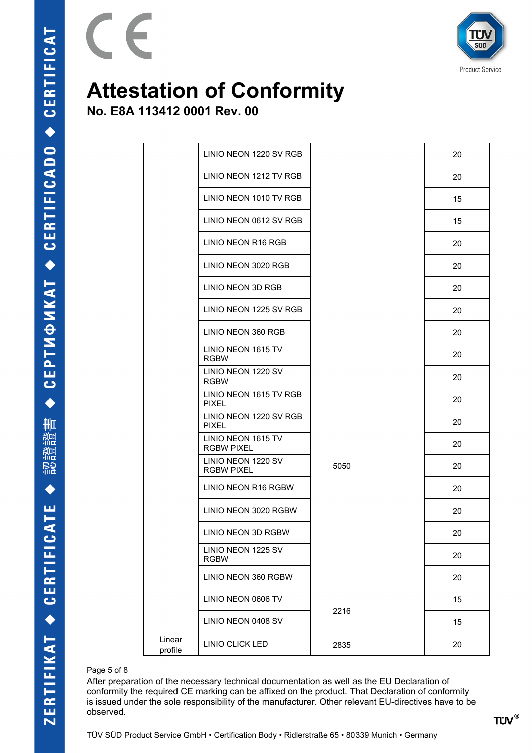# Attestation of Conformity

## No. E8A 113412 0001 Rev. 00

| | | | | |
|---|---|---|---|---|
| | LINIO NEON 1220 SV RGB | | | 20 |
| | LINIO NEON 1212 TV RGB | | | 20 |
| | LINIO NEON 1010 TV RGB | | | 15 |
| | LINIO NEON 0612 SV RGB | | | 15 |
| | LINIO NEON R16 RGB | | | 20 |
| | LINIO NEON 3020 RGB | | | 20 |
| | LINIO NEON 3D RGB | | | 20 |
| | LINIO NEON 1225 SV RGB | | | 20 |
| | LINIO NEON 360 RGB | | | 20 |
| | LINIO NEON 1615 TV RGBW | 5050 | | 20 |
| | LINIO NEON 1220 SV RGBW | | | 20 |
| | LINIO NEON 1615 TV RGB PIXEL | | | 20 |
| | LINIO NEON 1220 SV RGB PIXEL | | | 20 |
| | LINIO NEON 1615 TV RGBW PIXEL | | | 20 |
| | LINIO NEON 1220 SV RGBW PIXEL | | | 20 |
| | LINIO NEON R16 RGBW | | | 20 |
| | LINIO NEON 3020 RGBW | | | 20 |
| | LINIO NEON 3D RGBW | | | 20 |
| | LINIO NEON 1225 SV RGBW | | | 20 |
| | LINIO NEON 360 RGBW | | | 20 |
| | LINIO NEON 0606 TV | 2216 | | 15 |
| | LINIO NEON 0408 SV | | | 15 |
| Linear profile | LINIO CLICK LED | 2835 | | 20 |

After preparation of the necessary technical documentation as well as the EU Declaration of conformity the required CE marking can be affixed on the product. That Declaration of conformity is issued under the sole responsibility of the manufacturer. Other relevant EU-directives have to be observed.

TÜV SÜD Product Service GmbH • Certification Body • Ridlerstraße 65 • 80339 Munich • Germany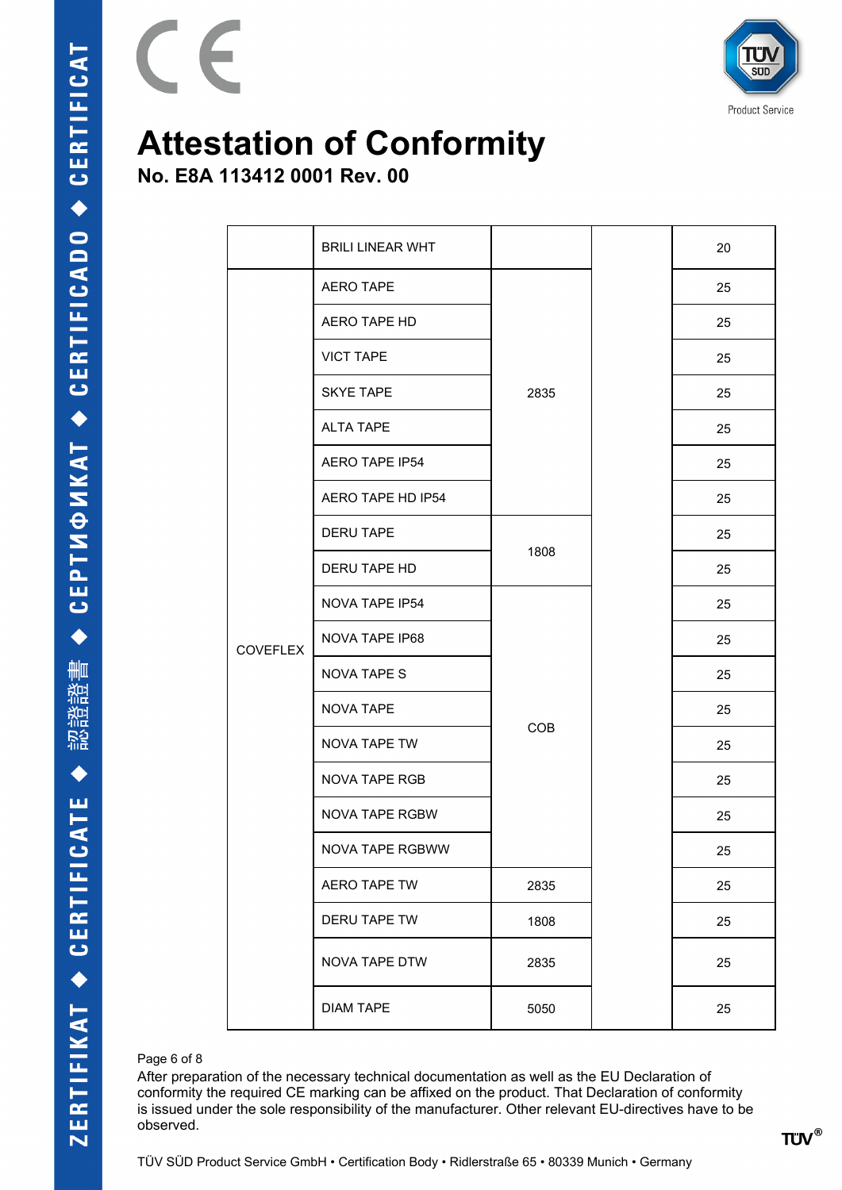# Attestation of Conformity

## No. E8A 113412 0001 Rev. 00

| | | | | |
|---|---|---|---|---|
| | BRILI LINEAR WHT | | | 20 |
| COVEFLEX | AERO TAPE | 2835 | | 25 |
| | AERO TAPE HD | | | 25 |
| | VICT TAPE | | | 25 |
| | SKYE TAPE | | | 25 |
| | ALTA TAPE | | | 25 |
| | AERO TAPE IP54 | | | 25 |
| | AERO TAPE HD IP54 | | | 25 |
| | DERU TAPE | 1808 | | 25 |
| | DERU TAPE HD | | | 25 |
| | NOVA TAPE IP54 | COB | | 25 |
| | NOVA TAPE IP68 | | | 25 |
| | NOVA TAPE S | | | 25 |
| | NOVA TAPE | | | 25 |
| | NOVA TAPE TW | | | 25 |
| | NOVA TAPE RGB | | | 25 |
| | NOVA TAPE RGBW | | | 25 |
| | NOVA TAPE RGBWW | | | 25 |
| | AERO TAPE TW | 2835 | | 25 |
| | DERU TAPE TW | 1808 | | 25 |
| | NOVA TAPE DTW | 2835 | | 25 |
| | DIAM TAPE | 5050 | | 25 |

After preparation of the necessary technical documentation as well as the EU Declaration of conformity the required CE marking can be affixed on the product. That Declaration of conformity is issued under the sole responsibility of the manufacturer. Other relevant EU-directives have to be observed.

TÜV SÜD Product Service GmbH • Certification Body • Ridlerstraße 65 • 80339 Munich • Germany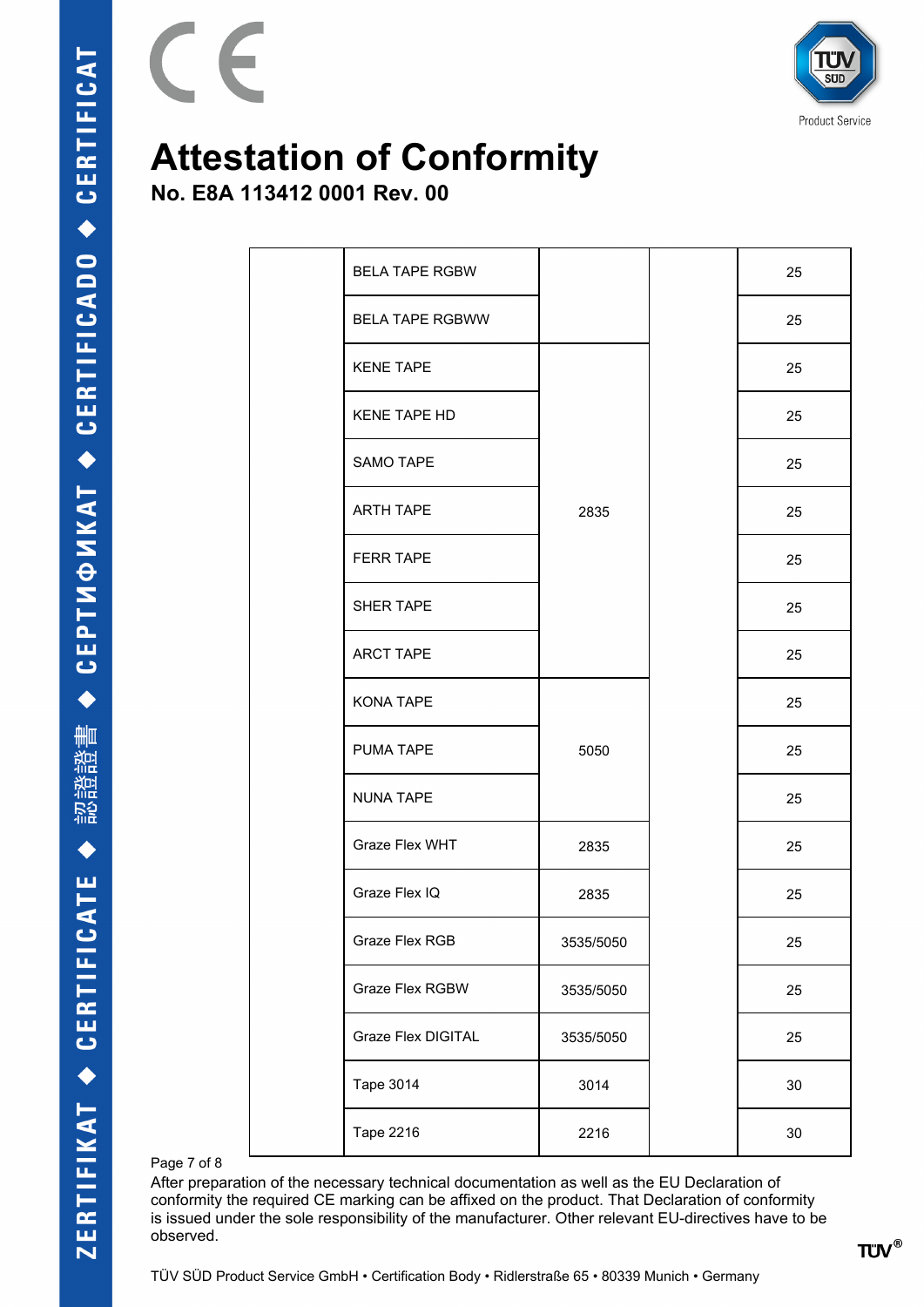# Attestation of Conformity

## No. E8A 113412 0001 Rev. 00

| | | | | |
|---|---|---|---|---|
| | BELA TAPE RGBW | | | 25 |
| | BELA TAPE RGBWW | | | 25 |
| | KENE TAPE | 2835 | | 25 |
| | KENE TAPE HD | | | 25 |
| | SAMO TAPE | | | 25 |
| | ARTH TAPE | | | 25 |
| | FERR TAPE | | | 25 |
| | SHER TAPE | | | 25 |
| | ARCT TAPE | | | 25 |
| | KONA TAPE | 5050 | | 25 |
| | PUMA TAPE | | | 25 |
| | NUNA TAPE | | | 25 |
| | Graze Flex WHT | 2835 | | 25 |
| | Graze Flex IQ | 2835 | | 25 |
| | Graze Flex RGB | 3535/5050 | | 25 |
| | Graze Flex RGBW | 3535/5050 | | 25 |
| | Graze Flex DIGITAL | 3535/5050 | | 25 |
| | Tape 3014 | 3014 | | 30 |
| | Tape 2216 | 2216 | | 30 |

After preparation of the necessary technical documentation as well as the EU Declaration of conformity the required CE marking can be affixed on the product. That Declaration of conformity is issued under the sole responsibility of the manufacturer. Other relevant EU-directives have to be observed.

TÜV SÜD Product Service GmbH • Certification Body • Ridlerstraße 65 • 80339 Munich • Germany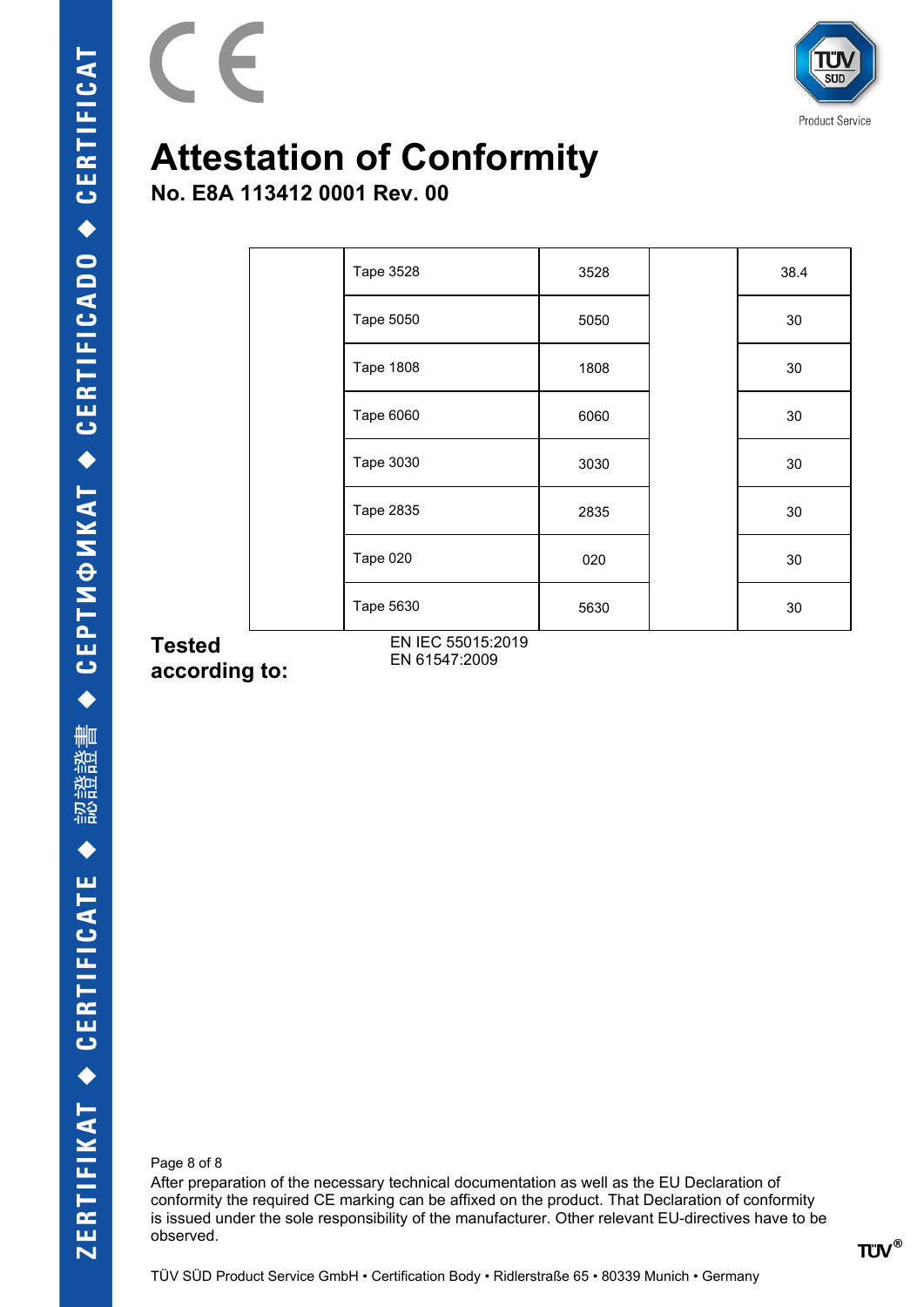# Attestation of Conformity

## No. E8A 113412 0001 Rev. 00

| | | | | |
|---|---|---|---|---|
| | Tape 3528 | 3528 | | 38.4 |
| | Tape 5050 | 5050 | | 30 |
| | Tape 1808 | 1808 | | 30 |
| | Tape 6060 | 6060 | | 30 |
| | Tape 3030 | 3030 | | 30 |
| | Tape 2835 | 2835 | | 30 |
| | Tape 020 | 020 | | 30 |
| | Tape 5630 | 5630 | | 30 |

**Tested according to:**

EN IEC 55015:2019
EN 61547:2009

After preparation of the necessary technical documentation as well as the EU Declaration of conformity the required CE marking can be affixed on the product. That Declaration of conformity is issued under the sole responsibility of the manufacturer. Other relevant EU-directives have to be observed.

TÜV SÜD Product Service GmbH • Certification Body • Ridlerstraße 65 • 80339 Munich • Germany